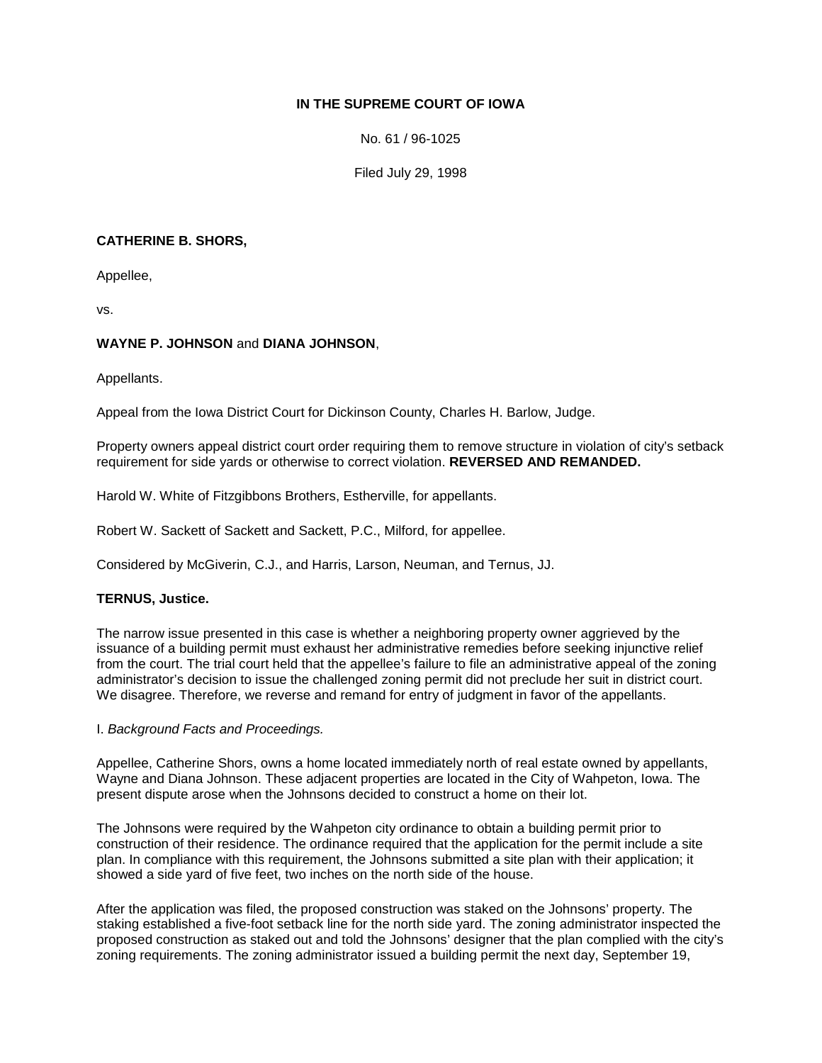**IN THE SUPREME COURT OF IOWA**

No. 61 / 96-1025

Filed July 29, 1998

**CATHERINE B. SHORS,**

Appellee,

vs.

**WAYNE P. JOHNSON** and **DIANA JOHNSON**,

Appellants.

Appeal from the Iowa District Court for Dickinson County, Charles H. Barlow, Judge.

Property owners appeal district court order requiring them to remove structure in violation of city's setback requirement for side yards or otherwise to correct violation. **REVERSED AND REMANDED.**

Harold W. White of Fitzgibbons Brothers, Estherville, for appellants.

Robert W. Sackett of Sackett and Sackett, P.C., Milford, for appellee.

Considered by McGiverin, C.J., and Harris, Larson, Neuman, and Ternus, JJ.

**TERNUS, Justice.**

The narrow issue presented in this case is whether a neighboring property owner aggrieved by the issuance of a building permit must exhaust her administrative remedies before seeking injunctive relief from the court. The trial court held that the appellee's failure to file an administrative appeal of the zoning administrator's decision to issue the challenged zoning permit did not preclude her suit in district court. We disagree. Therefore, we reverse and remand for entry of judgment in favor of the appellants.

I. *Background Facts and Proceedings.*

Appellee, Catherine Shors, owns a home located immediately north of real estate owned by appellants, Wayne and Diana Johnson. These adjacent properties are located in the City of Wahpeton, Iowa. The present dispute arose when the Johnsons decided to construct a home on their lot.

The Johnsons were required by the Wahpeton city ordinance to obtain a building permit prior to construction of their residence. The ordinance required that the application for the permit include a site plan. In compliance with this requirement, the Johnsons submitted a site plan with their application; it showed a side yard of five feet, two inches on the north side of the house.

After the application was filed, the proposed construction was staked on the Johnsons' property. The staking established a five-foot setback line for the north side yard. The zoning administrator inspected the proposed construction as staked out and told the Johnsons' designer that the plan complied with the city's zoning requirements. The zoning administrator issued a building permit the next day, September 19,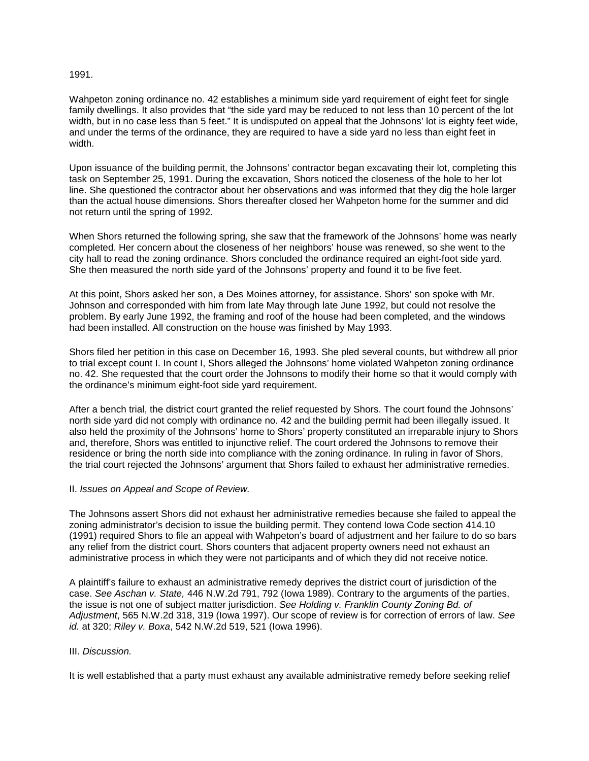1991.

Wahpeton zoning ordinance no. 42 establishes a minimum side yard requirement of eight feet for single family dwellings. It also provides that "the side yard may be reduced to not less than 10 percent of the lot width, but in no case less than 5 feet." It is undisputed on appeal that the Johnsons' lot is eighty feet wide, and under the terms of the ordinance, they are required to have a side yard no less than eight feet in width.

Upon issuance of the building permit, the Johnsons' contractor began excavating their lot, completing this task on September 25, 1991. During the excavation, Shors noticed the closeness of the hole to her lot line. She questioned the contractor about her observations and was informed that they dig the hole larger than the actual house dimensions. Shors thereafter closed her Wahpeton home for the summer and did not return until the spring of 1992.

When Shors returned the following spring, she saw that the framework of the Johnsons' home was nearly completed. Her concern about the closeness of her neighbors' house was renewed, so she went to the city hall to read the zoning ordinance. Shors concluded the ordinance required an eight-foot side yard. She then measured the north side yard of the Johnsons' property and found it to be five feet.

At this point, Shors asked her son, a Des Moines attorney, for assistance. Shors' son spoke with Mr. Johnson and corresponded with him from late May through late June 1992, but could not resolve the problem. By early June 1992, the framing and roof of the house had been completed, and the windows had been installed. All construction on the house was finished by May 1993.

Shors filed her petition in this case on December 16, 1993. She pled several counts, but withdrew all prior to trial except count I. In count I, Shors alleged the Johnsons' home violated Wahpeton zoning ordinance no. 42. She requested that the court order the Johnsons to modify their home so that it would comply with the ordinance's minimum eight-foot side yard requirement.

After a bench trial, the district court granted the relief requested by Shors. The court found the Johnsons' north side yard did not comply with ordinance no. 42 and the building permit had been illegally issued. It also held the proximity of the Johnsons' home to Shors' property constituted an irreparable injury to Shors and, therefore, Shors was entitled to injunctive relief. The court ordered the Johnsons to remove their residence or bring the north side into compliance with the zoning ordinance. In ruling in favor of Shors, the trial court rejected the Johnsons' argument that Shors failed to exhaust her administrative remedies.

II. *Issues on Appeal and Scope of Review.*

The Johnsons assert Shors did not exhaust her administrative remedies because she failed to appeal the zoning administrator's decision to issue the building permit. They contend Iowa Code section 414.10 (1991) required Shors to file an appeal with Wahpeton's board of adjustment and her failure to do so bars any relief from the district court. Shors counters that adjacent property owners need not exhaust an administrative process in which they were not participants and of which they did not receive notice.

A plaintiff's failure to exhaust an administrative remedy deprives the district court of jurisdiction of the case. *See Aschan v. State,* 446 N.W.2d 791, 792 (Iowa 1989). Contrary to the arguments of the parties, the issue is not one of subject matter jurisdiction. *See Holding v. Franklin County Zoning Bd. of Adjustment*, 565 N.W.2d 318, 319 (Iowa 1997). Our scope of review is for correction of errors of law. *See id.* at 320; *Riley v. Boxa*, 542 N.W.2d 519, 521 (Iowa 1996).

III. *Discussion.*

It is well established that a party must exhaust any available administrative remedy before seeking relief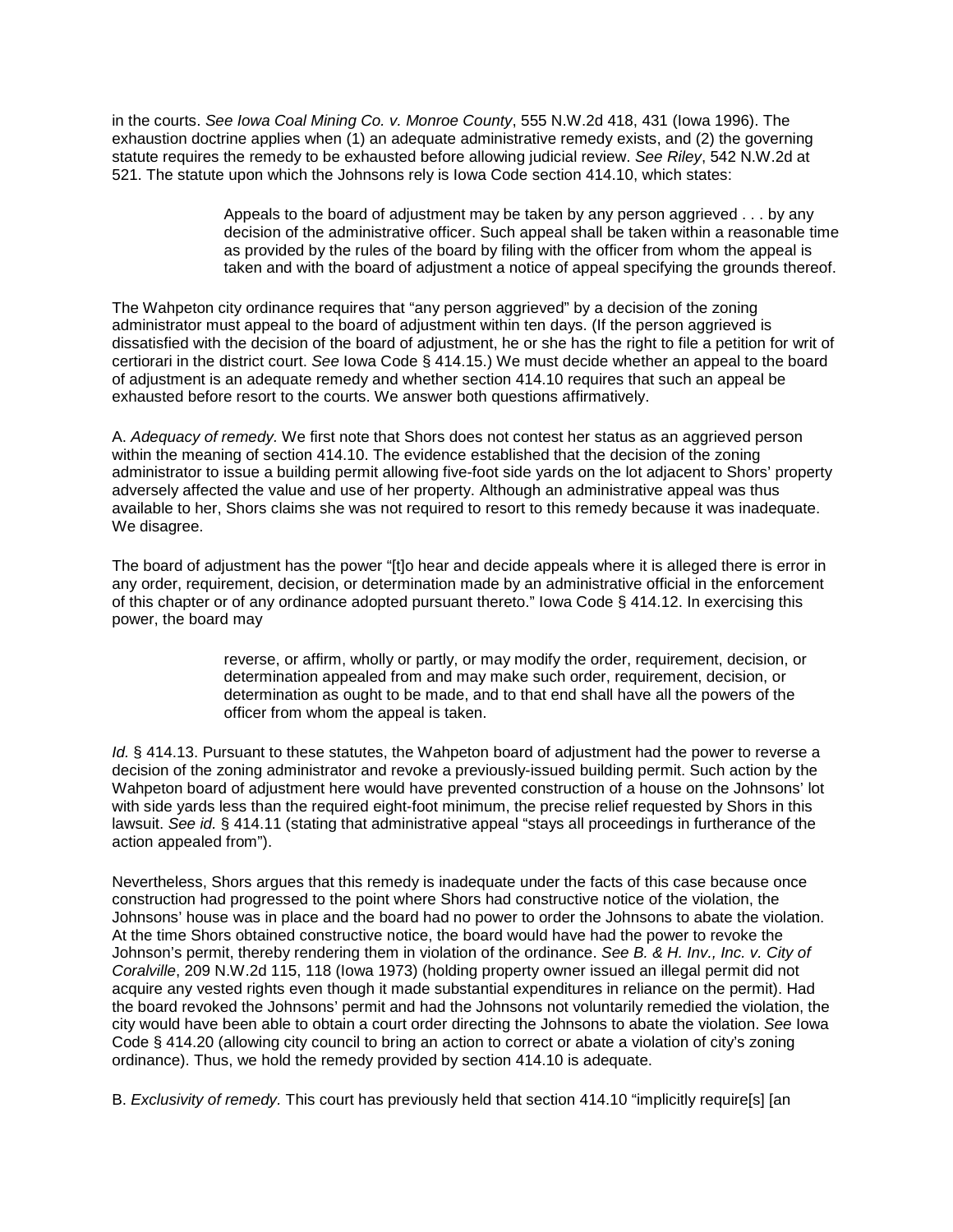in the courts. *See Iowa Coal Mining Co. v. Monroe County*, 555 N.W.2d 418, 431 (Iowa 1996). The exhaustion doctrine applies when (1) an adequate administrative remedy exists, and (2) the governing statute requires the remedy to be exhausted before allowing judicial review. *See Riley*, 542 N.W.2d at 521. The statute upon which the Johnsons rely is Iowa Code section 414.10, which states:

> Appeals to the board of adjustment may be taken by any person aggrieved . . . by any decision of the administrative officer. Such appeal shall be taken within a reasonable time as provided by the rules of the board by filing with the officer from whom the appeal is taken and with the board of adjustment a notice of appeal specifying the grounds thereof.

The Wahpeton city ordinance requires that "any person aggrieved" by a decision of the zoning administrator must appeal to the board of adjustment within ten days. (If the person aggrieved is dissatisfied with the decision of the board of adjustment, he or she has the right to file a petition for writ of certiorari in the district court. *See* Iowa Code § 414.15.) We must decide whether an appeal to the board of adjustment is an adequate remedy and whether section 414.10 requires that such an appeal be exhausted before resort to the courts. We answer both questions affirmatively.

A. *Adequacy of remedy.* We first note that Shors does not contest her status as an aggrieved person within the meaning of section 414.10. The evidence established that the decision of the zoning administrator to issue a building permit allowing five-foot side yards on the lot adjacent to Shors' property adversely affected the value and use of her property. Although an administrative appeal was thus available to her, Shors claims she was not required to resort to this remedy because it was inadequate. We disagree.

The board of adjustment has the power "[t]o hear and decide appeals where it is alleged there is error in any order, requirement, decision, or determination made by an administrative official in the enforcement of this chapter or of any ordinance adopted pursuant thereto." Iowa Code § 414.12. In exercising this power, the board may

> reverse, or affirm, wholly or partly, or may modify the order, requirement, decision, or determination appealed from and may make such order, requirement, decision, or determination as ought to be made, and to that end shall have all the powers of the officer from whom the appeal is taken.

*Id.* § 414.13. Pursuant to these statutes, the Wahpeton board of adjustment had the power to reverse a decision of the zoning administrator and revoke a previously-issued building permit. Such action by the Wahpeton board of adjustment here would have prevented construction of a house on the Johnsons' lot with side yards less than the required eight-foot minimum, the precise relief requested by Shors in this lawsuit. *See id.* § 414.11 (stating that administrative appeal "stays all proceedings in furtherance of the action appealed from").

Nevertheless, Shors argues that this remedy is inadequate under the facts of this case because once construction had progressed to the point where Shors had constructive notice of the violation, the Johnsons' house was in place and the board had no power to order the Johnsons to abate the violation. At the time Shors obtained constructive notice, the board would have had the power to revoke the Johnson's permit, thereby rendering them in violation of the ordinance. *See B. & H. Inv., Inc. v. City of Coralville*, 209 N.W.2d 115, 118 (Iowa 1973) (holding property owner issued an illegal permit did not acquire any vested rights even though it made substantial expenditures in reliance on the permit). Had the board revoked the Johnsons' permit and had the Johnsons not voluntarily remedied the violation, the city would have been able to obtain a court order directing the Johnsons to abate the violation. *See* Iowa Code § 414.20 (allowing city council to bring an action to correct or abate a violation of city's zoning ordinance). Thus, we hold the remedy provided by section 414.10 is adequate.

B. *Exclusivity of remedy.* This court has previously held that section 414.10 "implicitly require[s] [an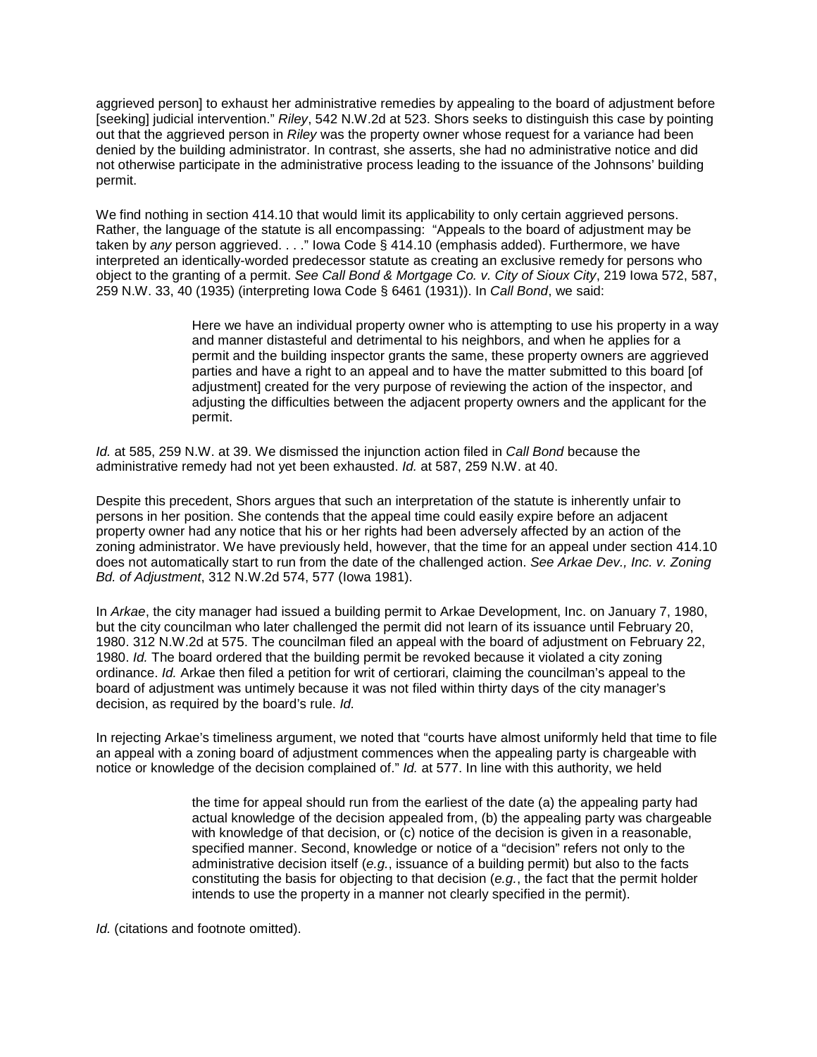aggrieved person] to exhaust her administrative remedies by appealing to the board of adjustment before [seeking] judicial intervention." *Riley*, 542 N.W.2d at 523. Shors seeks to distinguish this case by pointing out that the aggrieved person in *Riley* was the property owner whose request for a variance had been denied by the building administrator. In contrast, she asserts, she had no administrative notice and did not otherwise participate in the administrative process leading to the issuance of the Johnsons' building permit.

We find nothing in section 414.10 that would limit its applicability to only certain aggrieved persons. Rather, the language of the statute is all encompassing: "Appeals to the board of adjustment may be taken by *any* person aggrieved. . . ." Iowa Code § 414.10 (emphasis added). Furthermore, we have interpreted an identically-worded predecessor statute as creating an exclusive remedy for persons who object to the granting of a permit. *See Call Bond & Mortgage Co. v. City of Sioux City*, 219 Iowa 572, 587, 259 N.W. 33, 40 (1935) (interpreting Iowa Code § 6461 (1931)). In *Call Bond*, we said:

> Here we have an individual property owner who is attempting to use his property in a way and manner distasteful and detrimental to his neighbors, and when he applies for a permit and the building inspector grants the same, these property owners are aggrieved parties and have a right to an appeal and to have the matter submitted to this board [of adjustment] created for the very purpose of reviewing the action of the inspector, and adjusting the difficulties between the adjacent property owners and the applicant for the permit.

*Id.* at 585, 259 N.W. at 39. We dismissed the injunction action filed in *Call Bond* because the administrative remedy had not yet been exhausted. *Id.* at 587, 259 N.W. at 40.

Despite this precedent, Shors argues that such an interpretation of the statute is inherently unfair to persons in her position. She contends that the appeal time could easily expire before an adjacent property owner had any notice that his or her rights had been adversely affected by an action of the zoning administrator. We have previously held, however, that the time for an appeal under section 414.10 does not automatically start to run from the date of the challenged action. *See Arkae Dev., Inc. v. Zoning Bd. of Adjustment*, 312 N.W.2d 574, 577 (Iowa 1981).

In *Arkae*, the city manager had issued a building permit to Arkae Development, Inc. on January 7, 1980, but the city councilman who later challenged the permit did not learn of its issuance until February 20, 1980. 312 N.W.2d at 575. The councilman filed an appeal with the board of adjustment on February 22, 1980. *Id.* The board ordered that the building permit be revoked because it violated a city zoning ordinance. *Id.* Arkae then filed a petition for writ of certiorari, claiming the councilman's appeal to the board of adjustment was untimely because it was not filed within thirty days of the city manager's decision, as required by the board's rule. *Id.*

In rejecting Arkae's timeliness argument, we noted that "courts have almost uniformly held that time to file an appeal with a zoning board of adjustment commences when the appealing party is chargeable with notice or knowledge of the decision complained of." *Id.* at 577. In line with this authority, we held

> the time for appeal should run from the earliest of the date (a) the appealing party had actual knowledge of the decision appealed from, (b) the appealing party was chargeable with knowledge of that decision, or (c) notice of the decision is given in a reasonable, specified manner. Second, knowledge or notice of a "decision" refers not only to the administrative decision itself (*e.g.*, issuance of a building permit) but also to the facts constituting the basis for objecting to that decision (*e.g.*, the fact that the permit holder intends to use the property in a manner not clearly specified in the permit).

*Id.* (citations and footnote omitted).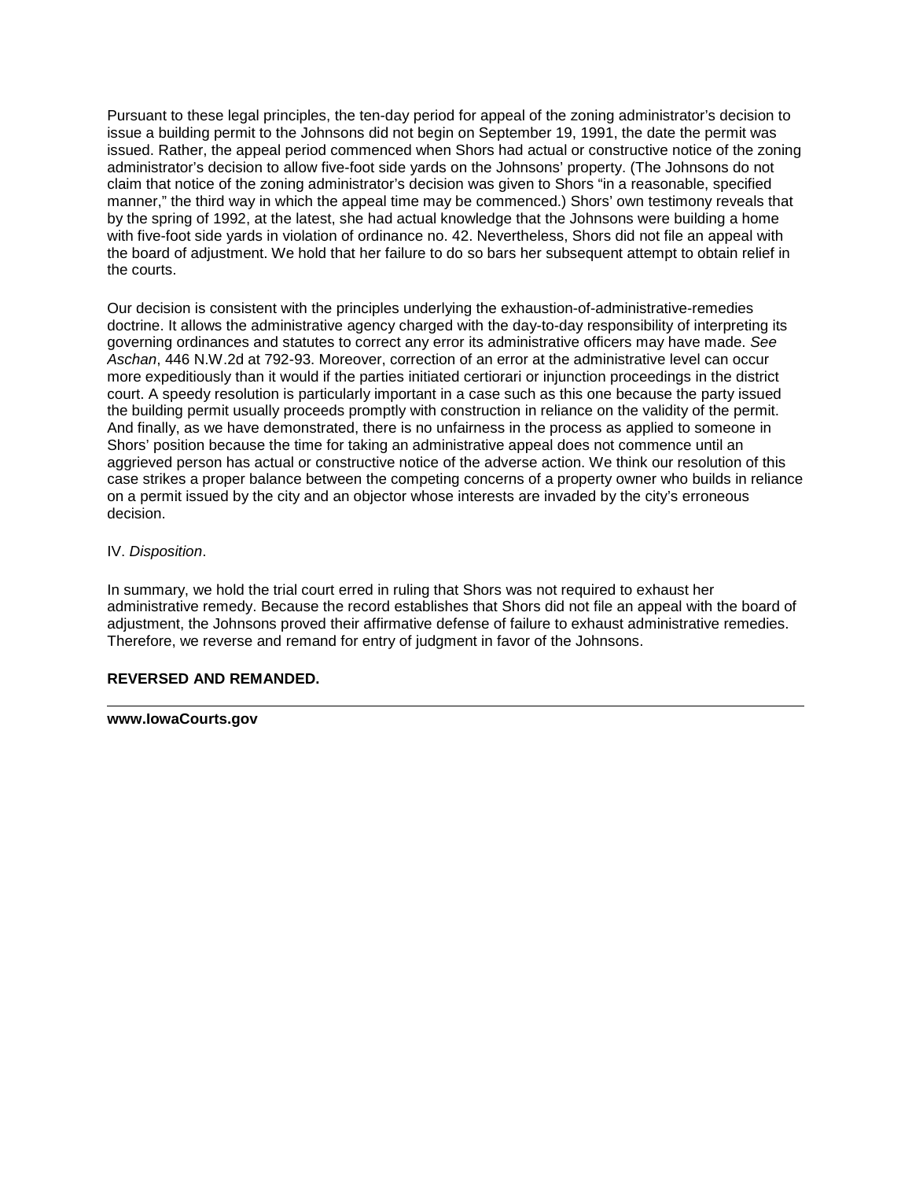Pursuant to these legal principles, the ten-day period for appeal of the zoning administrator's decision to issue a building permit to the Johnsons did not begin on September 19, 1991, the date the permit was issued. Rather, the appeal period commenced when Shors had actual or constructive notice of the zoning administrator's decision to allow five-foot side yards on the Johnsons' property. (The Johnsons do not claim that notice of the zoning administrator's decision was given to Shors "in a reasonable, specified manner," the third way in which the appeal time may be commenced.) Shors' own testimony reveals that by the spring of 1992, at the latest, she had actual knowledge that the Johnsons were building a home with five-foot side yards in violation of ordinance no. 42. Nevertheless, Shors did not file an appeal with the board of adjustment. We hold that her failure to do so bars her subsequent attempt to obtain relief in the courts.

Our decision is consistent with the principles underlying the exhaustion-of-administrative-remedies doctrine. It allows the administrative agency charged with the day-to-day responsibility of interpreting its governing ordinances and statutes to correct any error its administrative officers may have made. *See Aschan*, 446 N.W.2d at 792-93. Moreover, correction of an error at the administrative level can occur more expeditiously than it would if the parties initiated certiorari or injunction proceedings in the district court. A speedy resolution is particularly important in a case such as this one because the party issued the building permit usually proceeds promptly with construction in reliance on the validity of the permit. And finally, as we have demonstrated, there is no unfairness in the process as applied to someone in Shors' position because the time for taking an administrative appeal does not commence until an aggrieved person has actual or constructive notice of the adverse action. We think our resolution of this case strikes a proper balance between the competing concerns of a property owner who builds in reliance on a permit issued by the city and an objector whose interests are invaded by the city's erroneous decision.

IV. *Disposition*.

In summary, we hold the trial court erred in ruling that Shors was not required to exhaust her administrative remedy. Because the record establishes that Shors did not file an appeal with the board of adjustment, the Johnsons proved their affirmative defense of failure to exhaust administrative remedies. Therefore, we reverse and remand for entry of judgment in favor of the Johnsons.

**REVERSED AND REMANDED.**

---

**www.IowaCourts.gov**